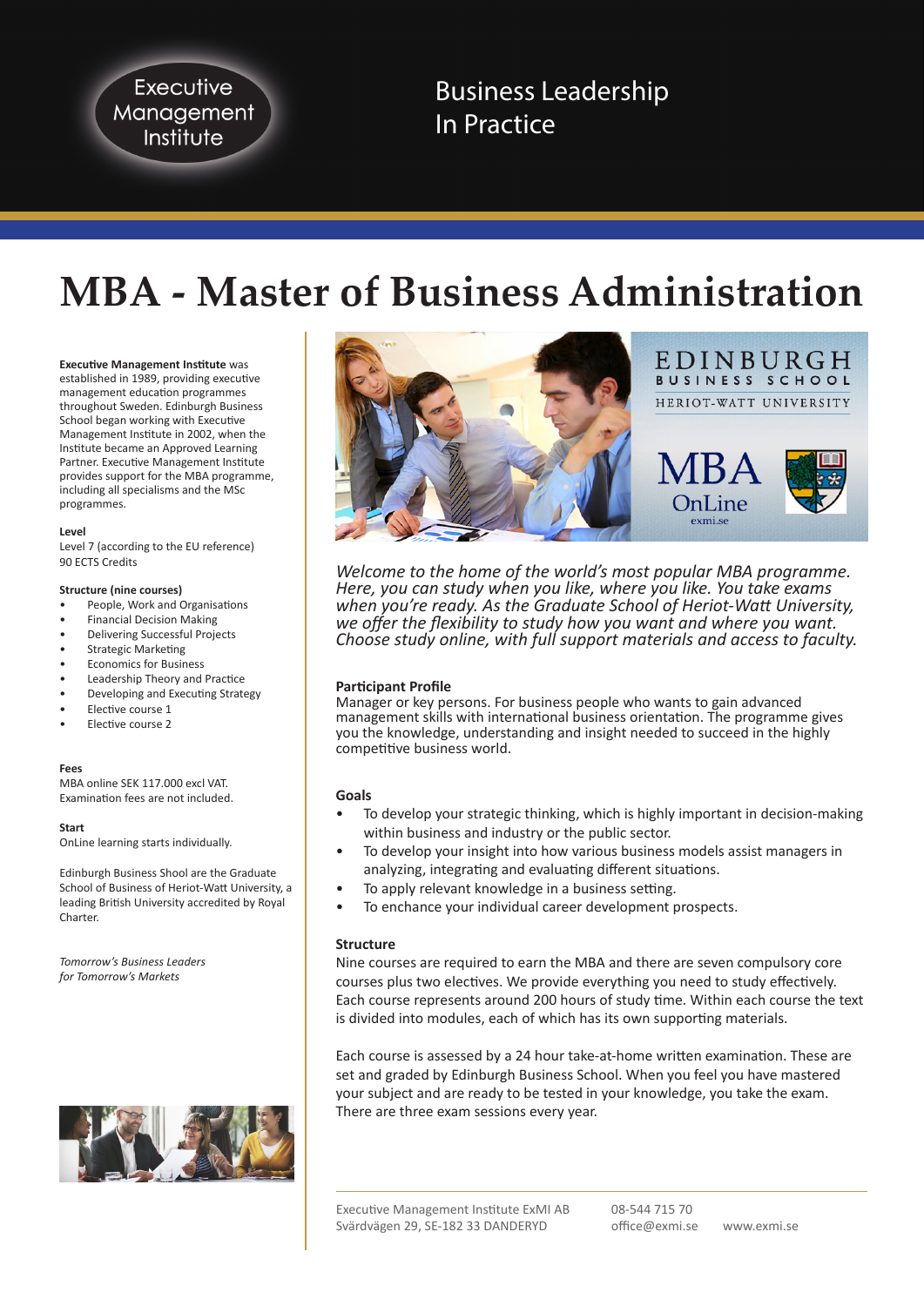Executive Management Institute

Business Leadership In Practice

# MBA - Master of Business Administration

**Executive Management Institute** was established in 1989, providing executive management education programmes throughout Sweden. Edinburgh Business School began working with Executive Management Institute in 2002, when the Institute became an Approved Learning Partner. Executive Management Institute provides support for the MBA programme, including all specialisms and the MSc programmes.

**Level**
Level 7 (according to the EU reference)
90 ECTS Credits

**Structure (nine courses)**

- People, Work and Organisations
- Financial Decision Making
- Delivering Successful Projects
- Strategic Marketing
- Economics for Business
- Leadership Theory and Practice
- Developing and Executing Strategy
- Elective course 1
- Elective course 2

**Fees**
MBA online SEK 117.000 excl VAT.
Examination fees are not included.

**Start**
OnLine learning starts individually.

Edinburgh Business Shool are the Graduate School of Business of Heriot-Watt University, a leading British University accredited by Royal Charter.

*Tomorrow's Business Leaders for Tomorrow's Markets*

EDINBURGH BUSINESS SCHOOL
HERIOT-WATT UNIVERSITY
MBA OnLine
exmi.se

*Welcome to the home of the world's most popular MBA programme. Here, you can study when you like, where you like. You take exams when you're ready. As the Graduate School of Heriot-Watt University, we offer the flexibility to study how you want and where you want. Choose study online, with full support materials and access to faculty.*

### Participant Profile

Manager or key persons. For business people who wants to gain advanced management skills with international business orientation. The programme gives you the knowledge, understanding and insight needed to succeed in the highly competitive business world.

### Goals

- To develop your strategic thinking, which is highly important in decision-making within business and industry or the public sector.
- To develop your insight into how various business models assist managers in analyzing, integrating and evaluating different situations.
- To apply relevant knowledge in a business setting.
- To enchance your individual career development prospects.

### Structure

Nine courses are required to earn the MBA and there are seven compulsory core courses plus two electives. We provide everything you need to study effectively. Each course represents around 200 hours of study time. Within each course the text is divided into modules, each of which has its own supporting materials.

Each course is assessed by a 24 hour take-at-home written examination. These are set and graded by Edinburgh Business School. When you feel you have mastered your subject and are ready to be tested in your knowledge, you take the exam. There are three exam sessions every year.

Executive Management Institute ExMI AB
Svärdvägen 29, SE-182 33 DANDERYD

08-544 715 70
office@exmi.se

www.exmi.se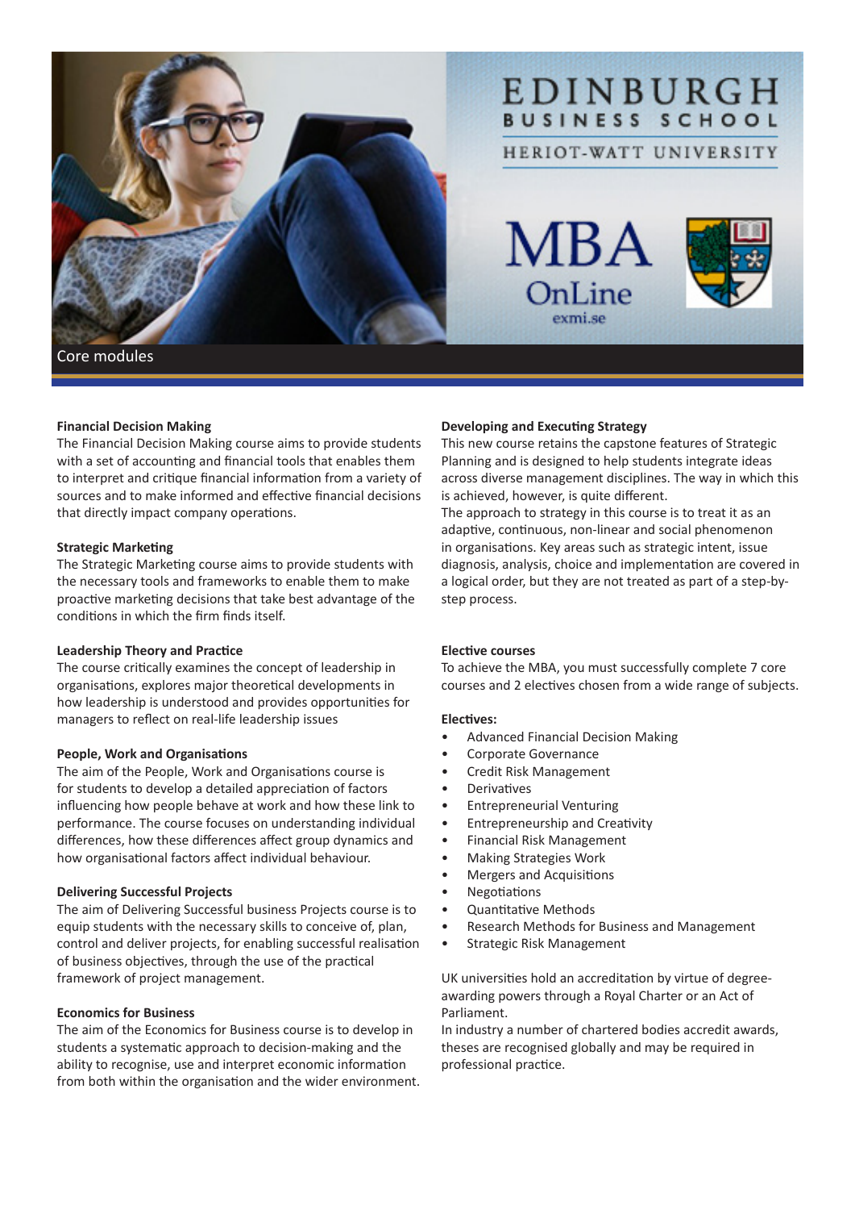EDINBURGH
BUSINESS SCHOOL
HERIOT-WATT UNIVERSITY

MBA
OnLine
exmi.se

## Core modules

### Financial Decision Making

The Financial Decision Making course aims to provide students with a set of accounting and financial tools that enables them to interpret and critique financial information from a variety of sources and to make informed and effective financial decisions that directly impact company operations.

### Strategic Marketing

The Strategic Marketing course aims to provide students with the necessary tools and frameworks to enable them to make proactive marketing decisions that take best advantage of the conditions in which the firm finds itself.

### Leadership Theory and Practice

The course critically examines the concept of leadership in organisations, explores major theoretical developments in how leadership is understood and provides opportunities for managers to reflect on real-life leadership issues

### People, Work and Organisations

The aim of the People, Work and Organisations course is for students to develop a detailed appreciation of factors influencing how people behave at work and how these link to performance. The course focuses on understanding individual differences, how these differences affect group dynamics and how organisational factors affect individual behaviour.

### Delivering Successful Projects

The aim of Delivering Successful business Projects course is to equip students with the necessary skills to conceive of, plan, control and deliver projects, for enabling successful realisation of business objectives, through the use of the practical framework of project management.

### Economics for Business

The aim of the Economics for Business course is to develop in students a systematic approach to decision-making and the ability to recognise, use and interpret economic information from both within the organisation and the wider environment.

### Developing and Executing Strategy

This new course retains the capstone features of Strategic Planning and is designed to help students integrate ideas across diverse management disciplines. The way in which this is achieved, however, is quite different.
The approach to strategy in this course is to treat it as an adaptive, continuous, non-linear and social phenomenon in organisations. Key areas such as strategic intent, issue diagnosis, analysis, choice and implementation are covered in a logical order, but they are not treated as part of a step-by-step process.

### Elective courses

To achieve the MBA, you must successfully complete 7 core courses and 2 electives chosen from a wide range of subjects.

### Electives:

- Advanced Financial Decision Making
- Corporate Governance
- Credit Risk Management
- Derivatives
- Entrepreneurial Venturing
- Entrepreneurship and Creativity
- Financial Risk Management
- Making Strategies Work
- Mergers and Acquisitions
- Negotiations
- Quantitative Methods
- Research Methods for Business and Management
- Strategic Risk Management

UK universities hold an accreditation by virtue of degree-awarding powers through a Royal Charter or an Act of Parliament.
In industry a number of chartered bodies accredit awards, theses are recognised globally and may be required in professional practice.